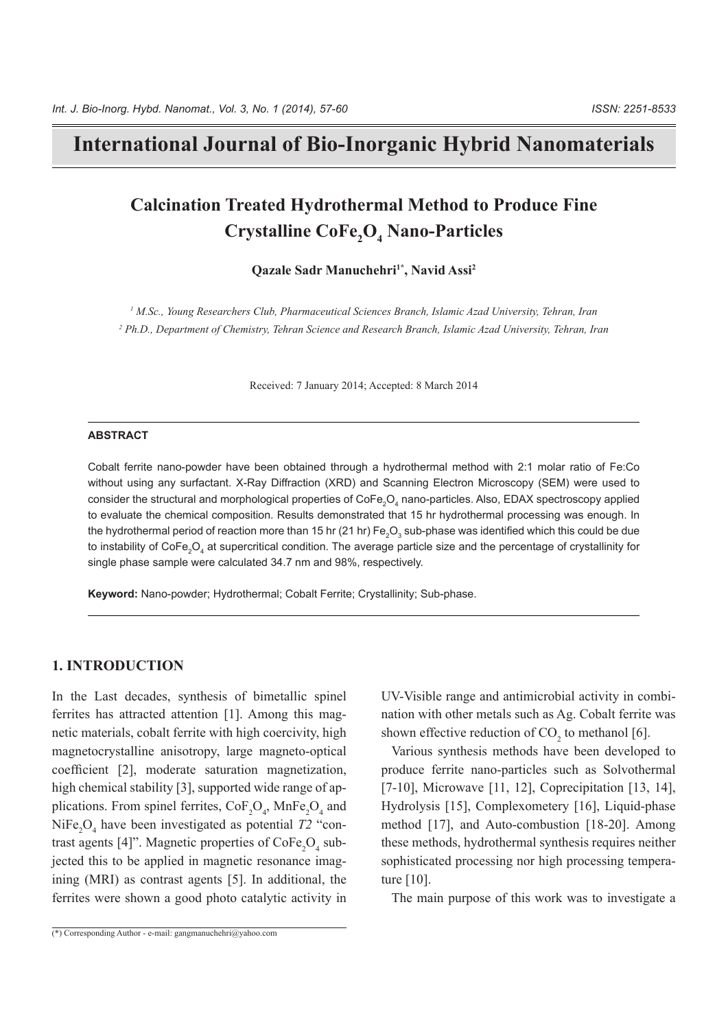# International Journal of Bio-Inorganic Hybrid Nanomaterials

## Calcination Treated Hydrothermal Method to Produce Fine Crystalline $CoFe_2O_4$ Nano-Particles

**Qazale Sadr Manuchehri[1*], Navid Assi[2]**

*[1] M.Sc., Young Researchers Club, Pharmaceutical Sciences Branch, Islamic Azad University, Tehran, Iran*

*[2] Ph.D., Department of Chemistry, Tehran Science and Research Branch, Islamic Azad University, Tehran, Iran*

Received: 7 January 2014; Accepted: 8 March 2014

### ABSTRACT

Cobalt ferrite nano-powder have been obtained through a hydrothermal method with 2:1 molar ratio of Fe:Co without using any surfactant. X-Ray Diffraction (XRD) and Scanning Electron Microscopy (SEM) were used to consider the structural and morphological properties of $CoFe_2O_4$ nano-particles. Also, EDAX spectroscopy applied to evaluate the chemical composition. Results demonstrated that 15 hr hydrothermal processing was enough. In the hydrothermal period of reaction more than 15 hr (21 hr) $Fe_2O_3$ sub-phase was identified which this could be due to instability of $CoFe_2O_4$ at supercritical condition. The average particle size and the percentage of crystallinity for single phase sample were calculated 34.7 nm and 98%, respectively.

**Keyword:** Nano-powder; Hydrothermal; Cobalt Ferrite; Crystallinity; Sub-phase.

## 1. INTRODUCTION

In the Last decades, synthesis of bimetallic spinel ferrites has attracted attention [1]. Among this magnetic materials, cobalt ferrite with high coercivity, high magnetocrystalline anisotropy, large magneto-optical coefficient [2], moderate saturation magnetization, high chemical stability [3], supported wide range of applications. From spinel ferrites, $CoF_2O_4$, $MnFe_2O_4$ and $NiFe_2O_4$ have been investigated as potential *T2* "contrast agents [4]". Magnetic properties of $CoFe_2O_4$ subjected this to be applied in magnetic resonance imagining (MRI) as contrast agents [5]. In additional, the ferrites were shown a good photo catalytic activity in UV-Visible range and antimicrobial activity in combination with other metals such as Ag. Cobalt ferrite was shown effective reduction of $CO_2$ to methanol [6].

Various synthesis methods have been developed to produce ferrite nano-particles such as Solvothermal [7-10], Microwave [11, 12], Coprecipitation [13, 14], Hydrolysis [15], Complexometery [16], Liquid-phase method [17], and Auto-combustion [18-20]. Among these methods, hydrothermal synthesis requires neither sophisticated processing nor high processing temperature [10].

The main purpose of this work was to investigate a

(*) Corresponding Author - e-mail: gangmanuchehri@yahoo.com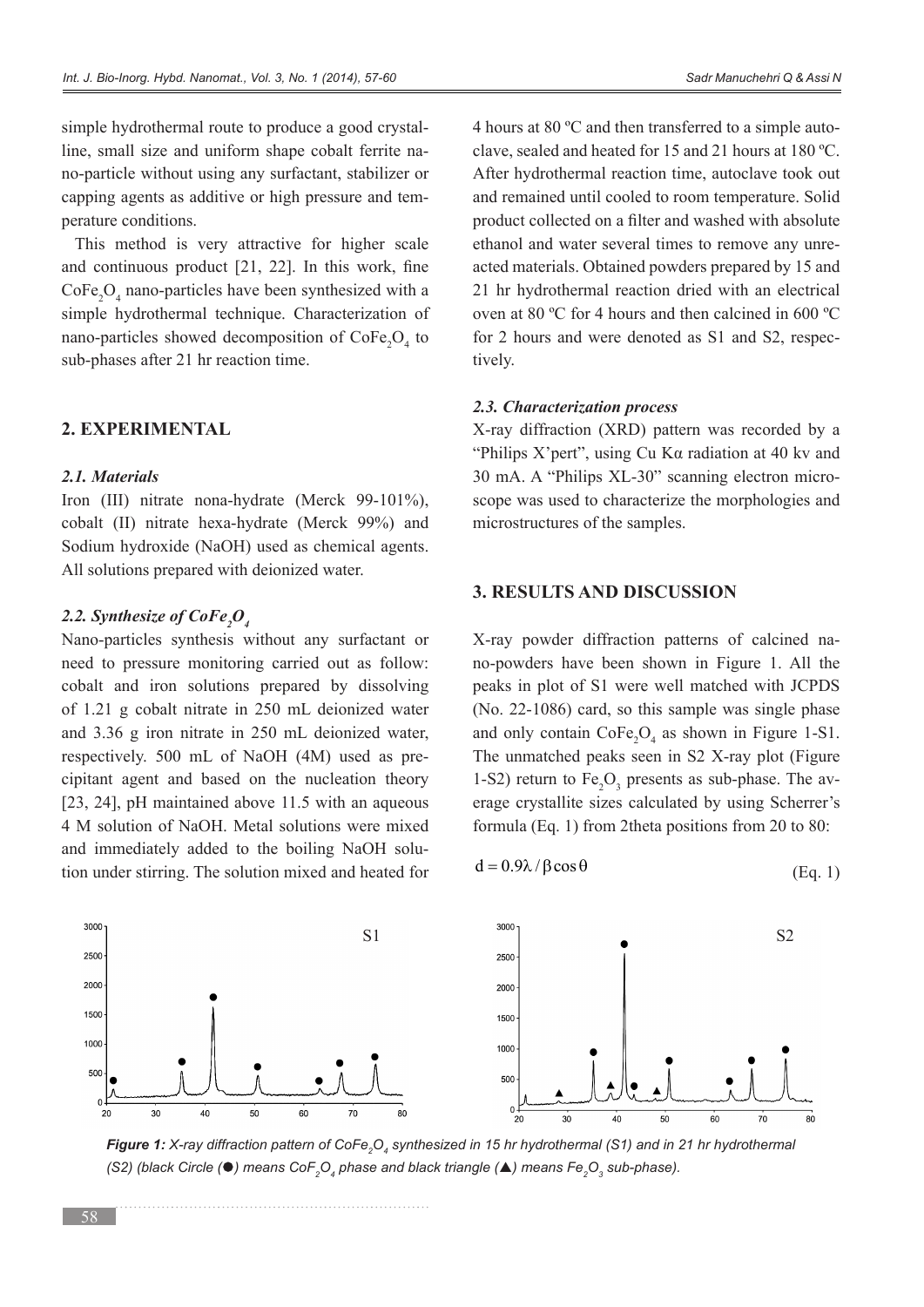simple hydrothermal route to produce a good crystalline, small size and uniform shape cobalt ferrite nano-particle without using any surfactant, stabilizer or capping agents as additive or high pressure and temperature conditions.

This method is very attractive for higher scale and continuous product [21, 22]. In this work, fine $CoFe_2O_4$ nano-particles have been synthesized with a simple hydrothermal technique. Characterization of nano-particles showed decomposition of $CoFe_2O_4$ to sub-phases after 21 hr reaction time.

## 2. EXPERIMENTAL

### 2.1. Materials

Iron (III) nitrate nona-hydrate (Merck 99-101%), cobalt (II) nitrate hexa-hydrate (Merck 99%) and Sodium hydroxide (NaOH) used as chemical agents. All solutions prepared with deionized water.

### 2.2. Synthesize of $CoFe_2O_4$

Nano-particles synthesis without any surfactant or need to pressure monitoring carried out as follow: cobalt and iron solutions prepared by dissolving of 1.21 g cobalt nitrate in 250 mL deionized water and 3.36 g iron nitrate in 250 mL deionized water, respectively. 500 mL of NaOH (4M) used as precipitant agent and based on the nucleation theory [23, 24], pH maintained above 11.5 with an aqueous 4 M solution of NaOH. Metal solutions were mixed and immediately added to the boiling NaOH solution under stirring. The solution mixed and heated for 4 hours at 80 ºC and then transferred to a simple autoclave, sealed and heated for 15 and 21 hours at 180 ºC. After hydrothermal reaction time, autoclave took out and remained until cooled to room temperature. Solid product collected on a filter and washed with absolute ethanol and water several times to remove any unreacted materials. Obtained powders prepared by 15 and 21 hr hydrothermal reaction dried with an electrical oven at 80 ºC for 4 hours and then calcined in 600 ºC for 2 hours and were denoted as S1 and S2, respectively.

### 2.3. Characterization process

X-ray diffraction (XRD) pattern was recorded by a "Philips X'pert", using Cu Kα radiation at 40 kv and 30 mA. A "Philips XL-30" scanning electron microscope was used to characterize the morphologies and microstructures of the samples.

## 3. RESULTS AND DISCUSSION

X-ray powder diffraction patterns of calcined nano-powders have been shown in Figure 1. All the peaks in plot of S1 were well matched with JCPDS (No. 22-1086) card, so this sample was single phase and only contain $CoFe_2O_4$ as shown in Figure 1-S1. The unmatched peaks seen in S2 X-ray plot (Figure 1-S2) return to $Fe_2O_3$ presents as sub-phase. The average crystallite sizes calculated by using Scherrer's formula (Eq. 1) from 2theta positions from 20 to 80:

$$d = 0.9\lambda / \beta \cos\theta \qquad \text{(Eq. 1)}$$

*Figure 1: X-ray diffraction pattern of $CoFe_2O_4$ synthesized in 15 hr hydrothermal (S1) and in 21 hr hydrothermal (S2) (black Circle (●) means $CoF_2O_4$ phase and black triangle (▲) means $Fe_2O_3$ sub-phase).*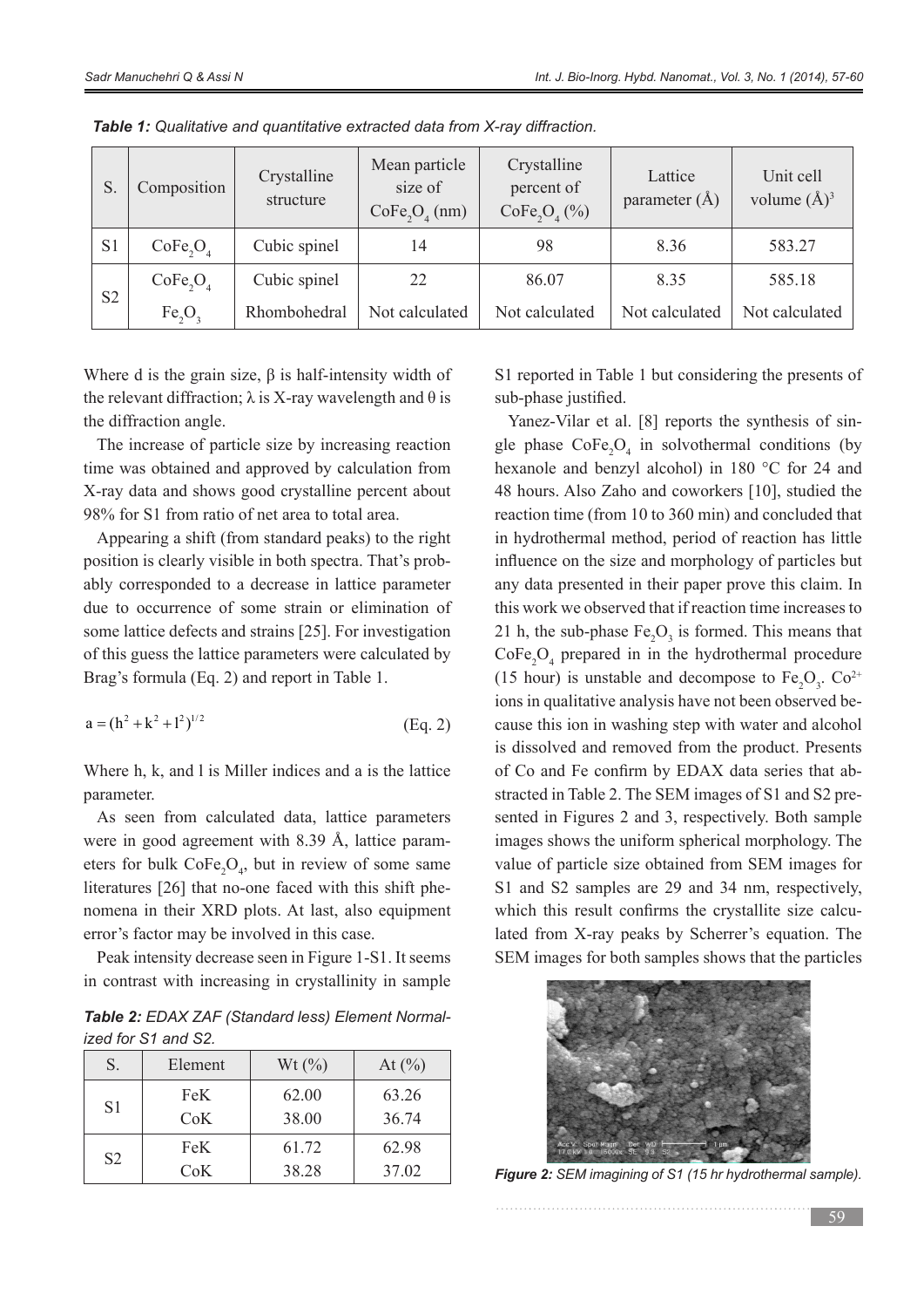*Table 1: Qualitative and quantitative extracted data from X-ray diffraction.*

| S. | Composition | Crystalline structure | Mean particle size of $CoFe_2O_4$ (nm) | Crystalline percent of $CoFe_2O_4$ (%) | Lattice parameter (Å) | Unit cell volume (Å)$^3$ |
|---|---|---|---|---|---|---|
| S1 | $CoFe_2O_4$ | Cubic spinel | 14 | 98 | 8.36 | 583.27 |
| S2 | $CoFe_2O_4$ | Cubic spinel | 22 | 86.07 | 8.35 | 585.18 |
| | $Fe_2O_3$ | Rhombohedral | Not calculated | Not calculated | Not calculated | Not calculated |

Where d is the grain size, β is half-intensity width of the relevant diffraction; λ is X-ray wavelength and θ is the diffraction angle.

The increase of particle size by increasing reaction time was obtained and approved by calculation from X-ray data and shows good crystalline percent about 98% for S1 from ratio of net area to total area.

Appearing a shift (from standard peaks) to the right position is clearly visible in both spectra. That's probably corresponded to a decrease in lattice parameter due to occurrence of some strain or elimination of some lattice defects and strains [25]. For investigation of this guess the lattice parameters were calculated by Brag's formula (Eq. 2) and report in Table 1.

$$a = (h^2 + k^2 + l^2)^{1/2} \quad \text{(Eq. 2)}$$

Where h, k, and l is Miller indices and a is the lattice parameter.

As seen from calculated data, lattice parameters were in good agreement with 8.39 Å, lattice parameters for bulk $CoFe_2O_4$, but in review of some same literatures [26] that no-one faced with this shift phenomena in their XRD plots. At last, also equipment error's factor may be involved in this case.

Peak intensity decrease seen in Figure 1-S1. It seems in contrast with increasing in crystallinity in sample S1 reported in Table 1 but considering the presents of sub-phase justified.

Yanez-Vilar et al. [8] reports the synthesis of single phase $CoFe_2O_4$ in solvothermal conditions (by hexanole and benzyl alcohol) in 180 °C for 24 and 48 hours. Also Zaho and coworkers [10], studied the reaction time (from 10 to 360 min) and concluded that in hydrothermal method, period of reaction has little influence on the size and morphology of particles but any data presented in their paper prove this claim. In this work we observed that if reaction time increases to 21 h, the sub-phase $Fe_2O_3$ is formed. This means that $CoFe_2O_4$ prepared in in the hydrothermal procedure (15 hour) is unstable and decompose to $Fe_2O_3$. $Co^{2+}$ ions in qualitative analysis have not been observed because this ion in washing step with water and alcohol is dissolved and removed from the product. Presents of Co and Fe confirm by EDAX data series that abstracted in Table 2. The SEM images of S1 and S2 presented in Figures 2 and 3, respectively. Both sample images shows the uniform spherical morphology. The value of particle size obtained from SEM images for S1 and S2 samples are 29 and 34 nm, respectively, which this result confirms the crystallite size calculated from X-ray peaks by Scherrer's equation. The SEM images for both samples shows that the particles

*Table 2: EDAX ZAF (Standard less) Element Normalized for S1 and S2.*

| S. | Element | Wt (%) | At (%) |
|---|---|---|---|
| S1 | FeK | 62.00 | 63.26 |
| | CoK | 38.00 | 36.74 |
| S2 | FeK | 61.72 | 62.98 |
| | CoK | 38.28 | 37.02 |

*Figure 2: SEM imagining of S1 (15 hr hydrothermal sample).*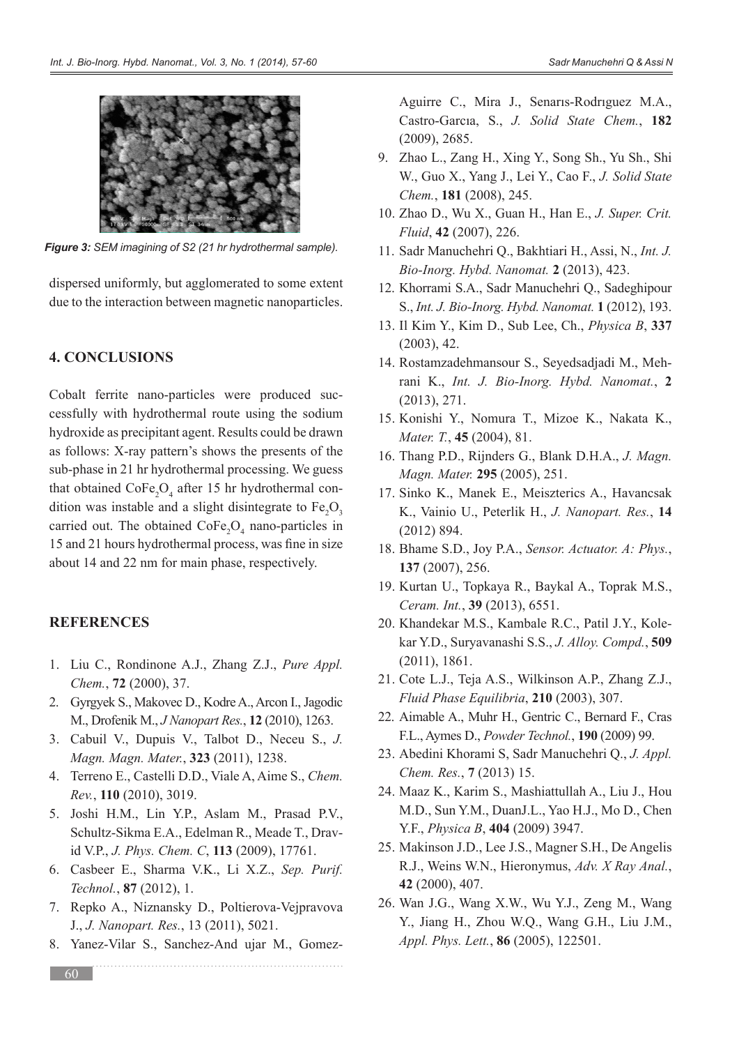*Figure 3: SEM imagining of S2 (21 hr hydrothermal sample).*

dispersed uniformly, but agglomerated to some extent due to the interaction between magnetic nanoparticles.

## 4. CONCLUSIONS

Cobalt ferrite nano-particles were produced successfully with hydrothermal route using the sodium hydroxide as precipitant agent. Results could be drawn as follows: X-ray pattern's shows the presents of the sub-phase in 21 hr hydrothermal processing. We guess that obtained $CoFe_2O_4$ after 15 hr hydrothermal condition was instable and a slight disintegrate to $Fe_2O_3$ carried out. The obtained $CoFe_2O_4$ nano-particles in 15 and 21 hours hydrothermal process, was fine in size about 14 and 22 nm for main phase, respectively.

## REFERENCES

1. Liu C., Rondinone A.J., Zhang Z.J., *Pure Appl. Chem.*, **72** (2000), 37.
2. Gyrgyek S., Makovec D., Kodre A., Arcon I., Jagodic M., Drofenik M., *J Nanopart Res.*, **12** (2010), 1263.
3. Cabuil V., Dupuis V., Talbot D., Neceu S., *J. Magn. Magn. Mater.*, **323** (2011), 1238.
4. Terreno E., Castelli D.D., Viale A, Aime S., *Chem. Rev.*, **110** (2010), 3019.
5. Joshi H.M., Lin Y.P., Aslam M., Prasad P.V., Schultz-Sikma E.A., Edelman R., Meade T., Dravid V.P., *J. Phys. Chem. C*, **113** (2009), 17761.
6. Casbeer E., Sharma V.K., Li X.Z., *Sep. Purif. Technol.*, **87** (2012), 1.
7. Repko A., Niznansky D., Poltierova-Vejpravova J., *J. Nanopart. Res.*, 13 (2011), 5021.
8. Yanez-Vilar S., Sanchez-And ujar M., Gomez-Aguirre C., Mira J., Senarıs-Rodrıguez M.A., Castro-Garcıa, S., *J. Solid State Chem.*, **182** (2009), 2685.
9. Zhao L., Zang H., Xing Y., Song Sh., Yu Sh., Shi W., Guo X., Yang J., Lei Y., Cao F., *J. Solid State Chem.*, **181** (2008), 245.
10. Zhao D., Wu X., Guan H., Han E., *J. Super. Crit. Fluid*, **42** (2007), 226.
11. Sadr Manuchehri Q., Bakhtiari H., Assi, N., *Int. J. Bio-Inorg. Hybd. Nanomat.* **2** (2013), 423.
12. Khorrami S.A., Sadr Manuchehri Q., Sadeghipour S., *Int. J. Bio-Inorg. Hybd. Nanomat.* **1** (2012), 193.
13. Il Kim Y., Kim D., Sub Lee, Ch., *Physica B*, **337** (2003), 42.
14. Rostamzadehmansour S., Seyedsadjadi M., Mehrani K., *Int. J. Bio-Inorg. Hybd. Nanomat.*, **2** (2013), 271.
15. Konishi Y., Nomura T., Mizoe K., Nakata K., *Mater. T.*, **45** (2004), 81.
16. Thang P.D., Rijnders G., Blank D.H.A., *J. Magn. Magn. Mater.* **295** (2005), 251.
17. Sinko K., Manek E., Meiszterics A., Havancsak K., Vainio U., Peterlik H., *J. Nanopart. Res.*, **14** (2012) 894.
18. Bhame S.D., Joy P.A., *Sensor. Actuator. A: Phys.*, **137** (2007), 256.
19. Kurtan U., Topkaya R., Baykal A., Toprak M.S., *Ceram. Int.*, **39** (2013), 6551.
20. Khandekar M.S., Kambale R.C., Patil J.Y., Kolekar Y.D., Suryavanashi S.S., *J. Alloy. Compd.*, **509** (2011), 1861.
21. Cote L.J., Teja A.S., Wilkinson A.P., Zhang Z.J., *Fluid Phase Equilibria*, **210** (2003), 307.
22. Aimable A., Muhr H., Gentric C., Bernard F., Cras F.L., Aymes D., *Powder Technol.*, **190** (2009) 99.
23. Abedini Khorami S, Sadr Manuchehri Q., *J. Appl. Chem. Res.*, **7** (2013) 15.
24. Maaz K., Karim S., Mashiattullah A., Liu J., Hou M.D., Sun Y.M., DuanJ.L., Yao H.J., Mo D., Chen Y.F., *Physica B*, **404** (2009) 3947.
25. Makinson J.D., Lee J.S., Magner S.H., De Angelis R.J., Weins W.N., Hieronymus, *Adv. X Ray Anal.*, **42** (2000), 407.
26. Wan J.G., Wang X.W., Wu Y.J., Zeng M., Wang Y., Jiang H., Zhou W.Q., Wang G.H., Liu J.M., *Appl. Phys. Lett.*, **86** (2005), 122501.